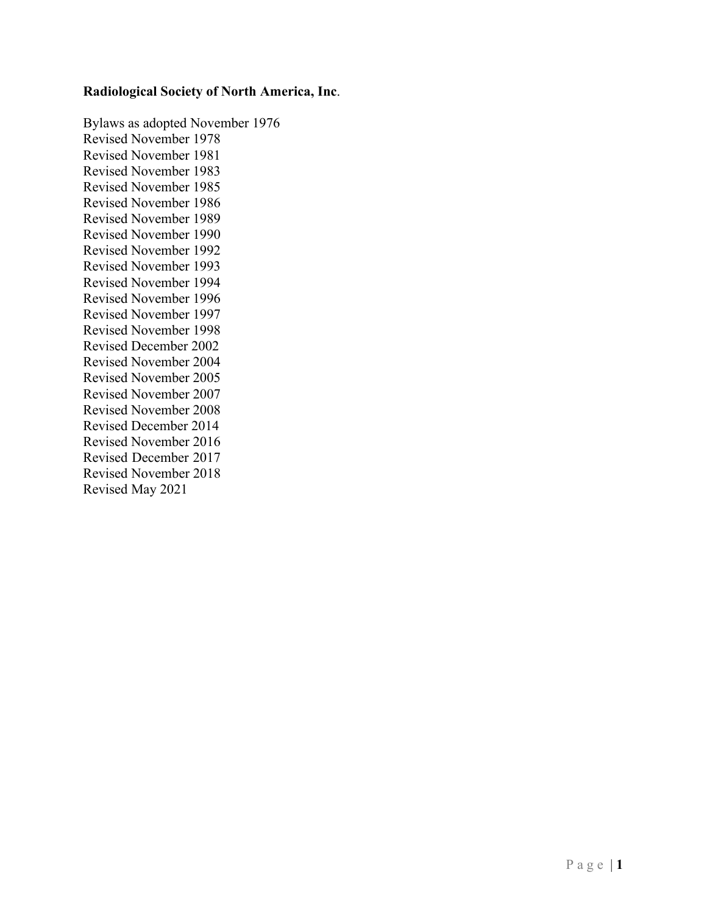**Radiological Society of North America, Inc**.

Bylaws as adopted November 1976
Revised November 1978
Revised November 1981
Revised November 1983
Revised November 1985
Revised November 1986
Revised November 1989
Revised November 1990
Revised November 1992
Revised November 1993
Revised November 1994
Revised November 1996
Revised November 1997
Revised November 1998
Revised December 2002
Revised November 2004
Revised November 2005
Revised November 2007
Revised November 2008
Revised December 2014
Revised November 2016
Revised December 2017
Revised November 2018
Revised May 2021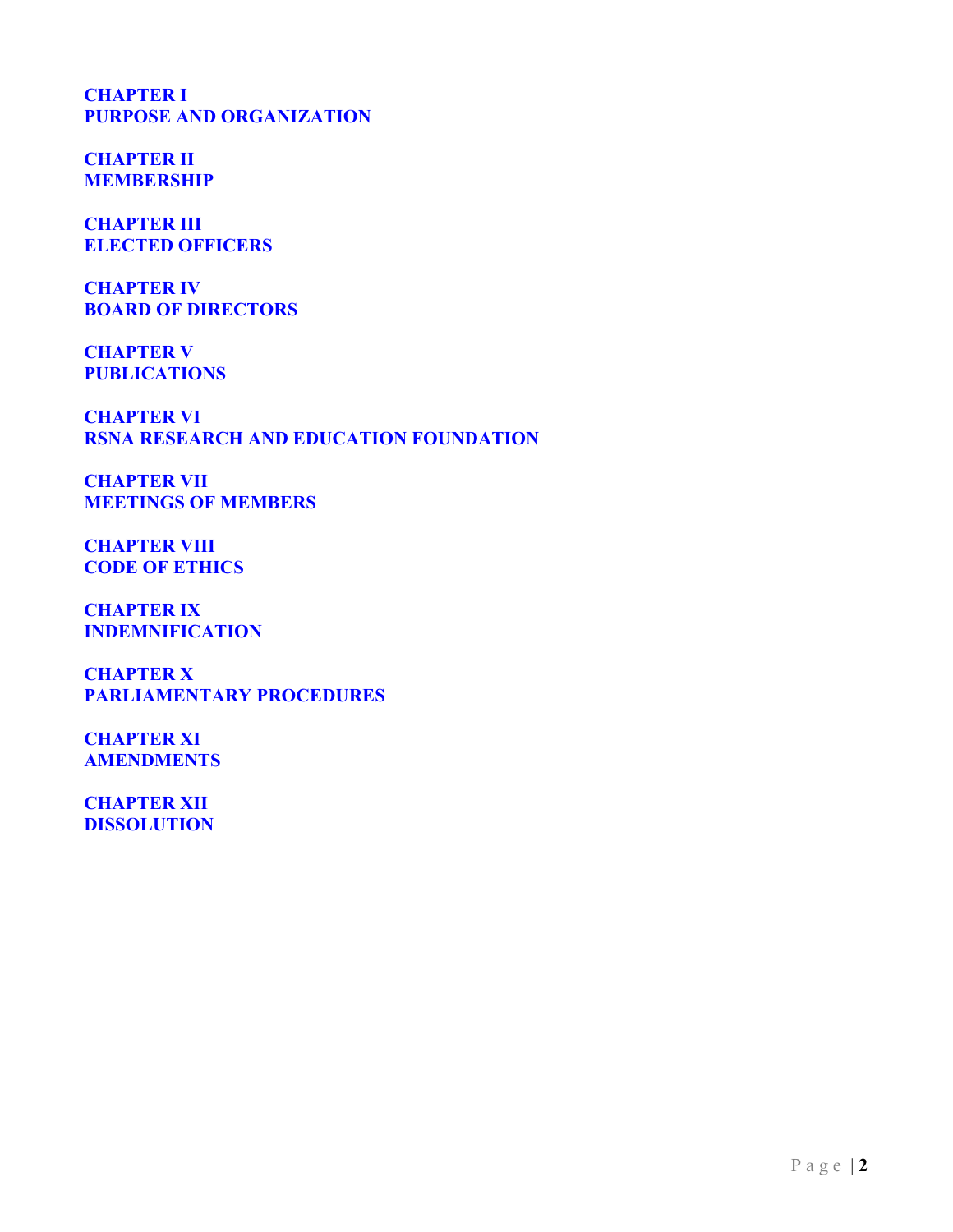**CHAPTER I**
**PURPOSE AND ORGANIZATION**

**CHAPTER II**
**MEMBERSHIP**

**CHAPTER III**
**ELECTED OFFICERS**

**CHAPTER IV**
**BOARD OF DIRECTORS**

**CHAPTER V**
**PUBLICATIONS**

**CHAPTER VI**
**RSNA RESEARCH AND EDUCATION FOUNDATION**

**CHAPTER VII**
**MEETINGS OF MEMBERS**

**CHAPTER VIII**
**CODE OF ETHICS**

**CHAPTER IX**
**INDEMNIFICATION**

**CHAPTER X**
**PARLIAMENTARY PROCEDURES**

**CHAPTER XI**
**AMENDMENTS**

**CHAPTER XII**
**DISSOLUTION**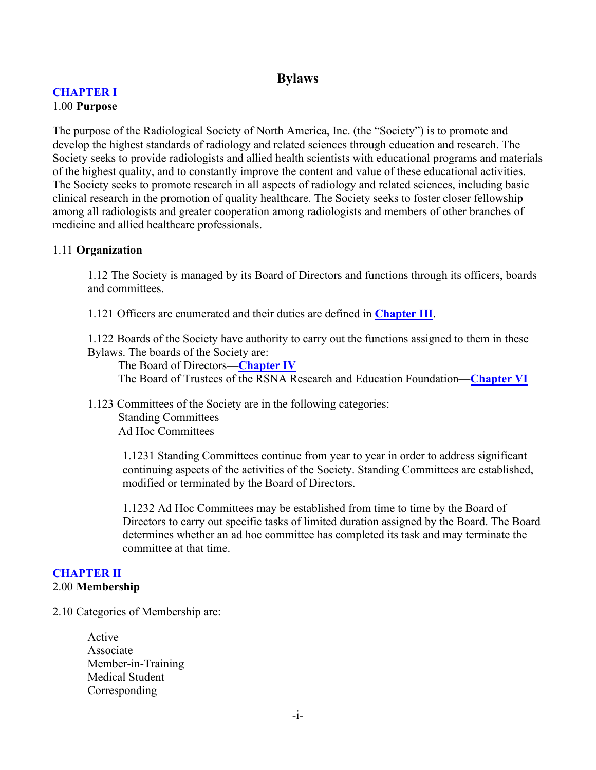# Bylaws

## CHAPTER I

1.00 **Purpose**

The purpose of the Radiological Society of North America, Inc. (the "Society") is to promote and develop the highest standards of radiology and related sciences through education and research. The Society seeks to provide radiologists and allied health scientists with educational programs and materials of the highest quality, and to constantly improve the content and value of these educational activities. The Society seeks to promote research in all aspects of radiology and related sciences, including basic clinical research in the promotion of quality healthcare. The Society seeks to foster closer fellowship among all radiologists and greater cooperation among radiologists and members of other branches of medicine and allied healthcare professionals.

1.11 **Organization**

1.12 The Society is managed by its Board of Directors and functions through its officers, boards and committees.

1.121 Officers are enumerated and their duties are defined in **Chapter III**.

1.122 Boards of the Society have authority to carry out the functions assigned to them in these Bylaws. The boards of the Society are:

The Board of Directors—**Chapter IV**
The Board of Trustees of the RSNA Research and Education Foundation—**Chapter VI**

1.123 Committees of the Society are in the following categories:

Standing Committees
Ad Hoc Committees

1.1231 Standing Committees continue from year to year in order to address significant continuing aspects of the activities of the Society. Standing Committees are established, modified or terminated by the Board of Directors.

1.1232 Ad Hoc Committees may be established from time to time by the Board of Directors to carry out specific tasks of limited duration assigned by the Board. The Board determines whether an ad hoc committee has completed its task and may terminate the committee at that time.

## CHAPTER II

2.00 **Membership**

2.10 Categories of Membership are:

Active
Associate
Member-in-Training
Medical Student
Corresponding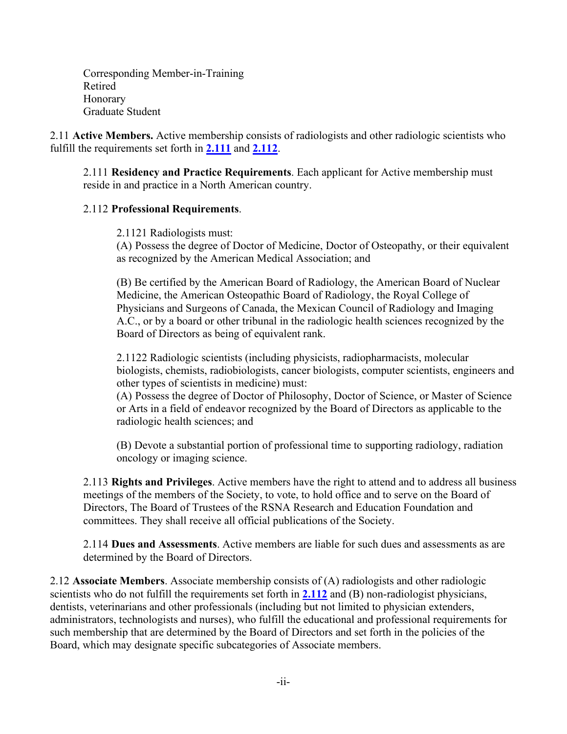Corresponding Member-in-Training
Retired
Honorary
Graduate Student

2.11 **Active Members.** Active membership consists of radiologists and other radiologic scientists who fulfill the requirements set forth in **2.111** and **2.112**.

2.111 **Residency and Practice Requirements**. Each applicant for Active membership must reside in and practice in a North American country.

2.112 **Professional Requirements**.

2.1121 Radiologists must:
(A) Possess the degree of Doctor of Medicine, Doctor of Osteopathy, or their equivalent as recognized by the American Medical Association; and

(B) Be certified by the American Board of Radiology, the American Board of Nuclear Medicine, the American Osteopathic Board of Radiology, the Royal College of Physicians and Surgeons of Canada, the Mexican Council of Radiology and Imaging A.C., or by a board or other tribunal in the radiologic health sciences recognized by the Board of Directors as being of equivalent rank.

2.1122 Radiologic scientists (including physicists, radiopharmacists, molecular biologists, chemists, radiobiologists, cancer biologists, computer scientists, engineers and other types of scientists in medicine) must:
(A) Possess the degree of Doctor of Philosophy, Doctor of Science, or Master of Science or Arts in a field of endeavor recognized by the Board of Directors as applicable to the radiologic health sciences; and

(B) Devote a substantial portion of professional time to supporting radiology, radiation oncology or imaging science.

2.113 **Rights and Privileges**. Active members have the right to attend and to address all business meetings of the members of the Society, to vote, to hold office and to serve on the Board of Directors, The Board of Trustees of the RSNA Research and Education Foundation and committees. They shall receive all official publications of the Society.

2.114 **Dues and Assessments**. Active members are liable for such dues and assessments as are determined by the Board of Directors.

2.12 **Associate Members**. Associate membership consists of (A) radiologists and other radiologic scientists who do not fulfill the requirements set forth in **2.112** and (B) non-radiologist physicians, dentists, veterinarians and other professionals (including but not limited to physician extenders, administrators, technologists and nurses), who fulfill the educational and professional requirements for such membership that are determined by the Board of Directors and set forth in the policies of the Board, which may designate specific subcategories of Associate members.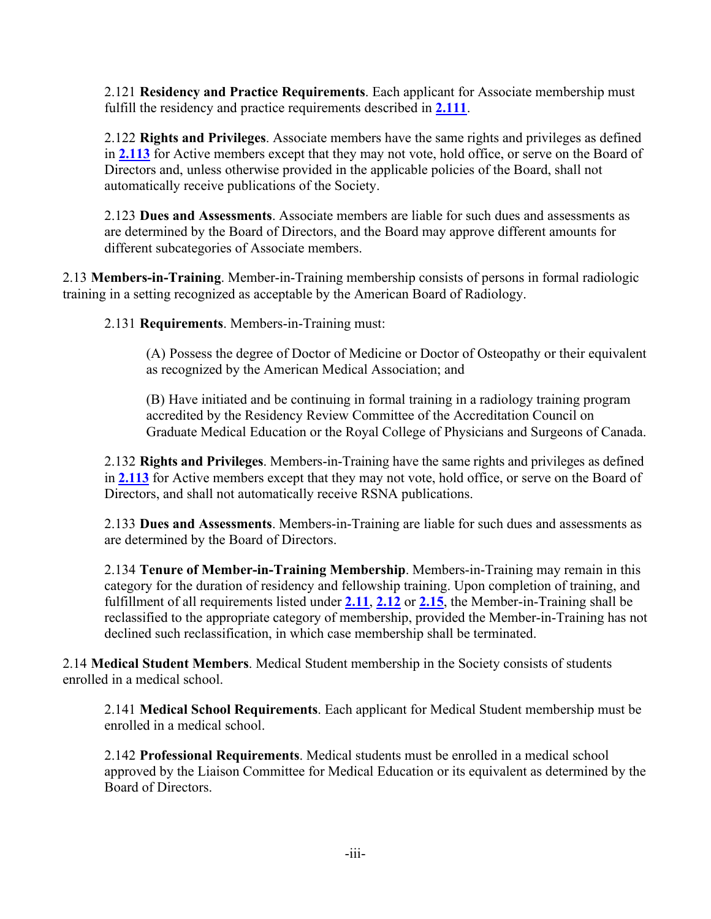2.121 **Residency and Practice Requirements**. Each applicant for Associate membership must fulfill the residency and practice requirements described in **2.111**.

2.122 **Rights and Privileges**. Associate members have the same rights and privileges as defined in **2.113** for Active members except that they may not vote, hold office, or serve on the Board of Directors and, unless otherwise provided in the applicable policies of the Board, shall not automatically receive publications of the Society.

2.123 **Dues and Assessments**. Associate members are liable for such dues and assessments as are determined by the Board of Directors, and the Board may approve different amounts for different subcategories of Associate members.

2.13 **Members-in-Training**. Member-in-Training membership consists of persons in formal radiologic training in a setting recognized as acceptable by the American Board of Radiology.

2.131 **Requirements**. Members-in-Training must:

(A) Possess the degree of Doctor of Medicine or Doctor of Osteopathy or their equivalent as recognized by the American Medical Association; and

(B) Have initiated and be continuing in formal training in a radiology training program accredited by the Residency Review Committee of the Accreditation Council on Graduate Medical Education or the Royal College of Physicians and Surgeons of Canada.

2.132 **Rights and Privileges**. Members-in-Training have the same rights and privileges as defined in **2.113** for Active members except that they may not vote, hold office, or serve on the Board of Directors, and shall not automatically receive RSNA publications.

2.133 **Dues and Assessments**. Members-in-Training are liable for such dues and assessments as are determined by the Board of Directors.

2.134 **Tenure of Member-in-Training Membership**. Members-in-Training may remain in this category for the duration of residency and fellowship training. Upon completion of training, and fulfillment of all requirements listed under **2.11**, **2.12** or **2.15**, the Member-in-Training shall be reclassified to the appropriate category of membership, provided the Member-in-Training has not declined such reclassification, in which case membership shall be terminated.

2.14 **Medical Student Members**. Medical Student membership in the Society consists of students enrolled in a medical school.

2.141 **Medical School Requirements**. Each applicant for Medical Student membership must be enrolled in a medical school.

2.142 **Professional Requirements**. Medical students must be enrolled in a medical school approved by the Liaison Committee for Medical Education or its equivalent as determined by the Board of Directors.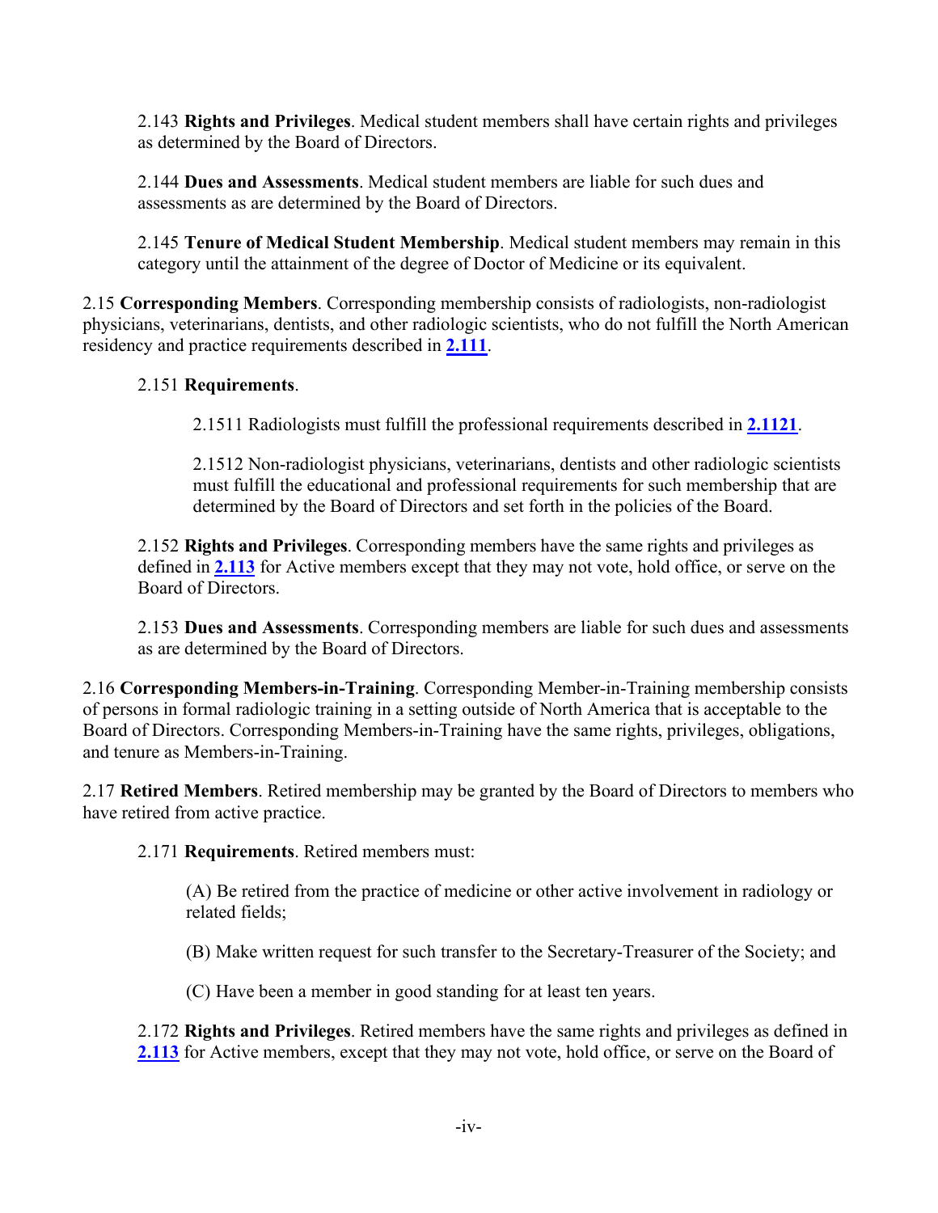2.143 **Rights and Privileges**. Medical student members shall have certain rights and privileges as determined by the Board of Directors.

2.144 **Dues and Assessments**. Medical student members are liable for such dues and assessments as are determined by the Board of Directors.

2.145 **Tenure of Medical Student Membership**. Medical student members may remain in this category until the attainment of the degree of Doctor of Medicine or its equivalent.

2.15 **Corresponding Members**. Corresponding membership consists of radiologists, non-radiologist physicians, veterinarians, dentists, and other radiologic scientists, who do not fulfill the North American residency and practice requirements described in **2.111**.

2.151 **Requirements**.

2.1511 Radiologists must fulfill the professional requirements described in **2.1121**.

2.1512 Non-radiologist physicians, veterinarians, dentists and other radiologic scientists must fulfill the educational and professional requirements for such membership that are determined by the Board of Directors and set forth in the policies of the Board.

2.152 **Rights and Privileges**. Corresponding members have the same rights and privileges as defined in **2.113** for Active members except that they may not vote, hold office, or serve on the Board of Directors.

2.153 **Dues and Assessments**. Corresponding members are liable for such dues and assessments as are determined by the Board of Directors.

2.16 **Corresponding Members-in-Training**. Corresponding Member-in-Training membership consists of persons in formal radiologic training in a setting outside of North America that is acceptable to the Board of Directors. Corresponding Members-in-Training have the same rights, privileges, obligations, and tenure as Members-in-Training.

2.17 **Retired Members**. Retired membership may be granted by the Board of Directors to members who have retired from active practice.

2.171 **Requirements**. Retired members must:

(A) Be retired from the practice of medicine or other active involvement in radiology or related fields;

(B) Make written request for such transfer to the Secretary-Treasurer of the Society; and

(C) Have been a member in good standing for at least ten years.

2.172 **Rights and Privileges**. Retired members have the same rights and privileges as defined in **2.113** for Active members, except that they may not vote, hold office, or serve on the Board of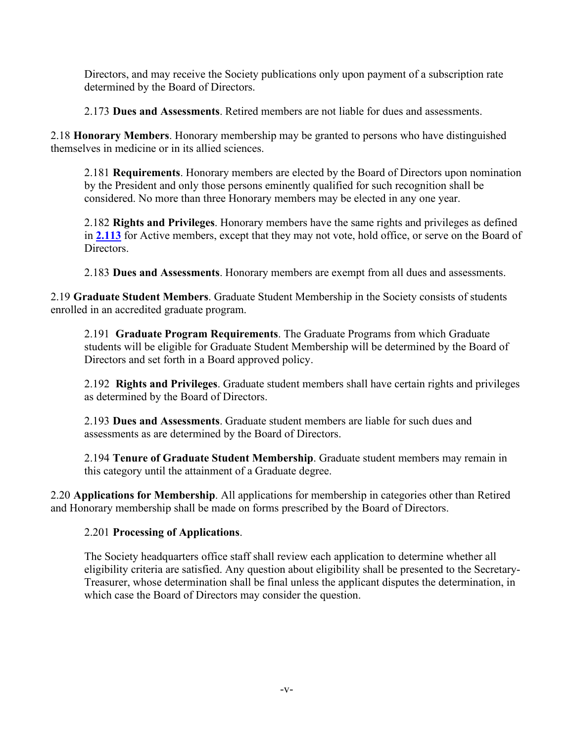Directors, and may receive the Society publications only upon payment of a subscription rate determined by the Board of Directors.

2.173 **Dues and Assessments**. Retired members are not liable for dues and assessments.

2.18 **Honorary Members**. Honorary membership may be granted to persons who have distinguished themselves in medicine or in its allied sciences.

2.181 **Requirements**. Honorary members are elected by the Board of Directors upon nomination by the President and only those persons eminently qualified for such recognition shall be considered. No more than three Honorary members may be elected in any one year.

2.182 **Rights and Privileges**. Honorary members have the same rights and privileges as defined in **2.113** for Active members, except that they may not vote, hold office, or serve on the Board of Directors.

2.183 **Dues and Assessments**. Honorary members are exempt from all dues and assessments.

2.19 **Graduate Student Members**. Graduate Student Membership in the Society consists of students enrolled in an accredited graduate program.

2.191 **Graduate Program Requirements**. The Graduate Programs from which Graduate students will be eligible for Graduate Student Membership will be determined by the Board of Directors and set forth in a Board approved policy.

2.192 **Rights and Privileges**. Graduate student members shall have certain rights and privileges as determined by the Board of Directors.

2.193 **Dues and Assessments**. Graduate student members are liable for such dues and assessments as are determined by the Board of Directors.

2.194 **Tenure of Graduate Student Membership**. Graduate student members may remain in this category until the attainment of a Graduate degree.

2.20 **Applications for Membership**. All applications for membership in categories other than Retired and Honorary membership shall be made on forms prescribed by the Board of Directors.

2.201 **Processing of Applications**.

The Society headquarters office staff shall review each application to determine whether all eligibility criteria are satisfied. Any question about eligibility shall be presented to the Secretary-Treasurer, whose determination shall be final unless the applicant disputes the determination, in which case the Board of Directors may consider the question.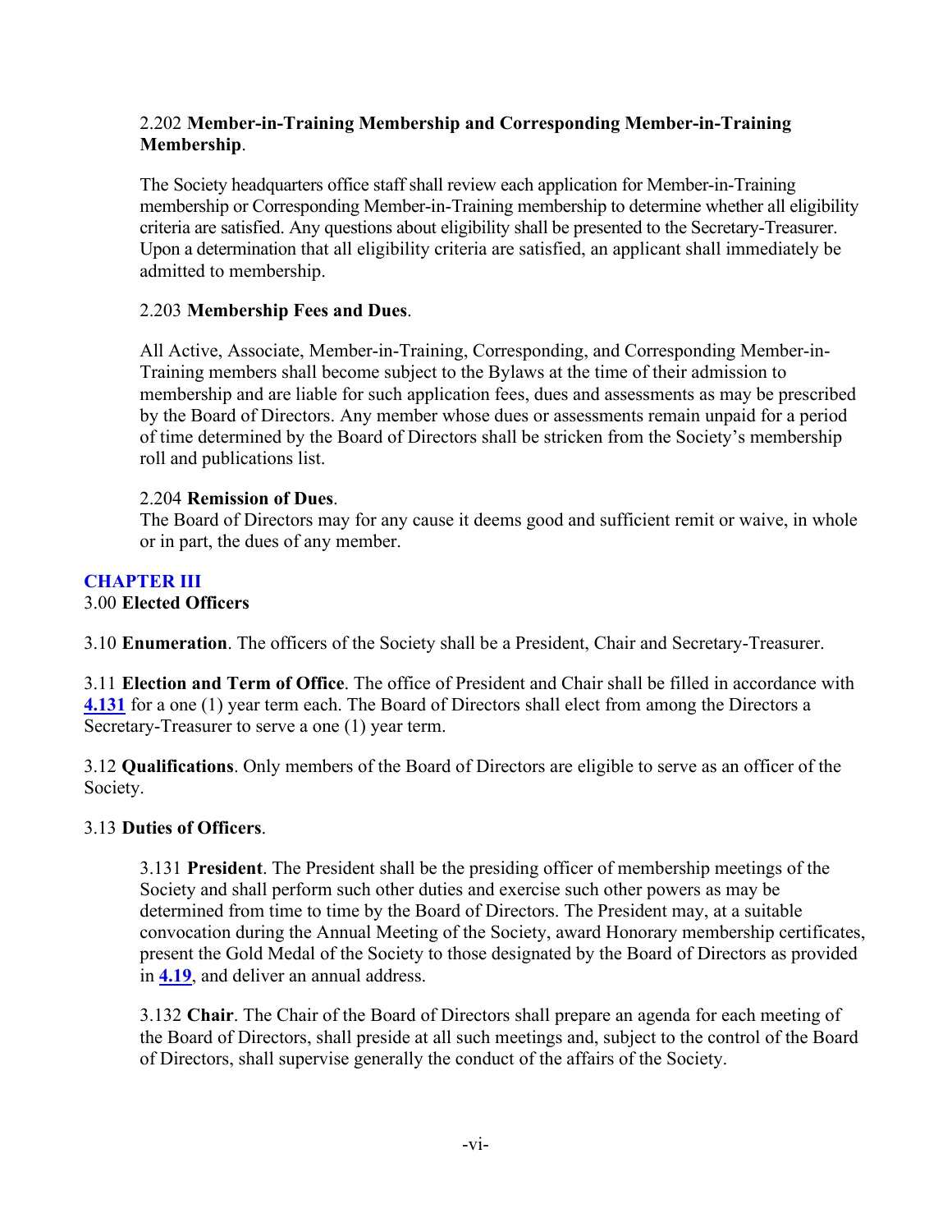2.202 **Member-in-Training Membership and Corresponding Member-in-Training Membership**.

The Society headquarters office staff shall review each application for Member-in-Training membership or Corresponding Member-in-Training membership to determine whether all eligibility criteria are satisfied. Any questions about eligibility shall be presented to the Secretary-Treasurer. Upon a determination that all eligibility criteria are satisfied, an applicant shall immediately be admitted to membership.

2.203 **Membership Fees and Dues**.

All Active, Associate, Member-in-Training, Corresponding, and Corresponding Member-in-Training members shall become subject to the Bylaws at the time of their admission to membership and are liable for such application fees, dues and assessments as may be prescribed by the Board of Directors. Any member whose dues or assessments remain unpaid for a period of time determined by the Board of Directors shall be stricken from the Society's membership roll and publications list.

2.204 **Remission of Dues**.
The Board of Directors may for any cause it deems good and sufficient remit or waive, in whole or in part, the dues of any member.

## CHAPTER III

3.00 **Elected Officers**

3.10 **Enumeration**. The officers of the Society shall be a President, Chair and Secretary-Treasurer.

3.11 **Election and Term of Office**. The office of President and Chair shall be filled in accordance with **4.131** for a one (1) year term each. The Board of Directors shall elect from among the Directors a Secretary-Treasurer to serve a one (1) year term.

3.12 **Qualifications**. Only members of the Board of Directors are eligible to serve as an officer of the Society.

3.13 **Duties of Officers**.

3.131 **President**. The President shall be the presiding officer of membership meetings of the Society and shall perform such other duties and exercise such other powers as may be determined from time to time by the Board of Directors. The President may, at a suitable convocation during the Annual Meeting of the Society, award Honorary membership certificates, present the Gold Medal of the Society to those designated by the Board of Directors as provided in **4.19**, and deliver an annual address.

3.132 **Chair**. The Chair of the Board of Directors shall prepare an agenda for each meeting of the Board of Directors, shall preside at all such meetings and, subject to the control of the Board of Directors, shall supervise generally the conduct of the affairs of the Society.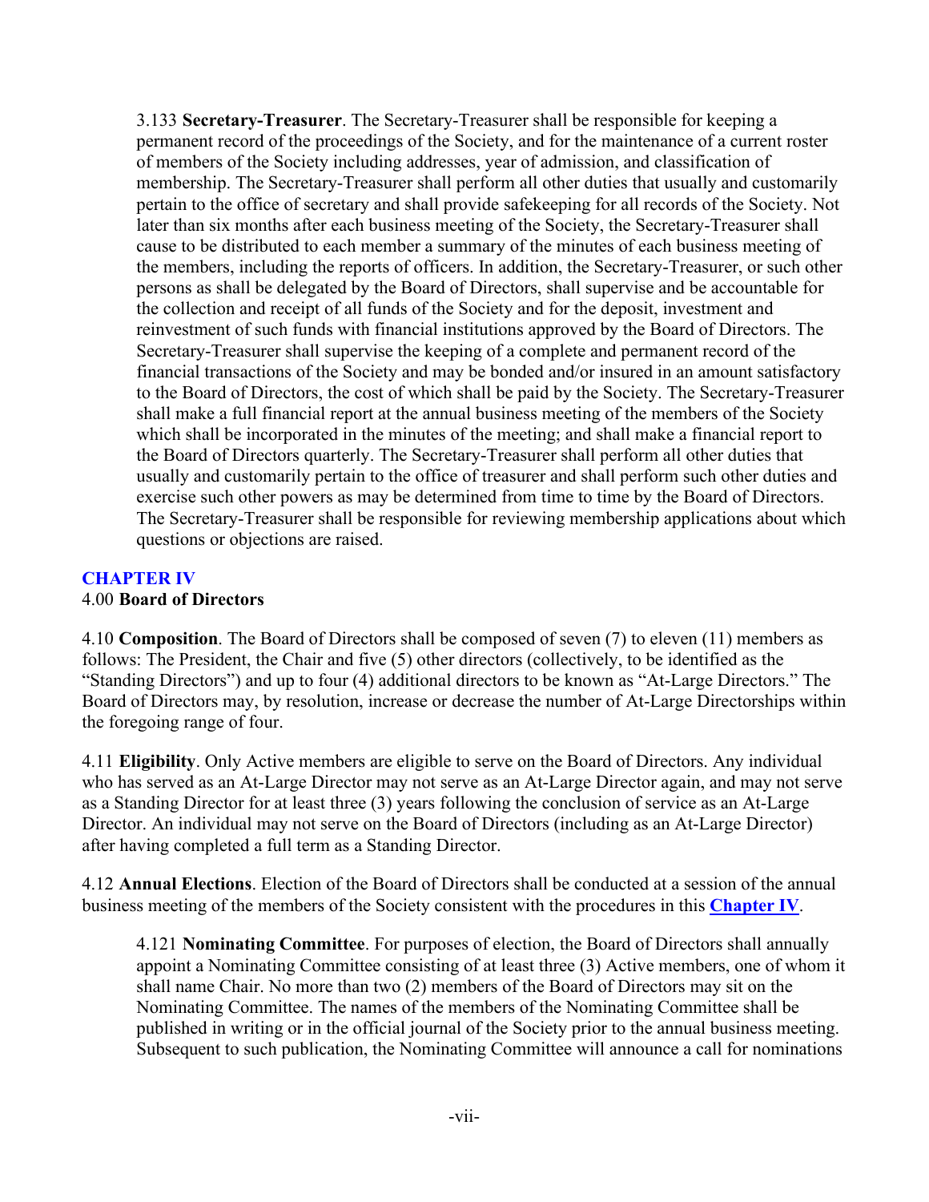3.133 **Secretary-Treasurer**. The Secretary-Treasurer shall be responsible for keeping a permanent record of the proceedings of the Society, and for the maintenance of a current roster of members of the Society including addresses, year of admission, and classification of membership. The Secretary-Treasurer shall perform all other duties that usually and customarily pertain to the office of secretary and shall provide safekeeping for all records of the Society. Not later than six months after each business meeting of the Society, the Secretary-Treasurer shall cause to be distributed to each member a summary of the minutes of each business meeting of the members, including the reports of officers. In addition, the Secretary-Treasurer, or such other persons as shall be delegated by the Board of Directors, shall supervise and be accountable for the collection and receipt of all funds of the Society and for the deposit, investment and reinvestment of such funds with financial institutions approved by the Board of Directors. The Secretary-Treasurer shall supervise the keeping of a complete and permanent record of the financial transactions of the Society and may be bonded and/or insured in an amount satisfactory to the Board of Directors, the cost of which shall be paid by the Society. The Secretary-Treasurer shall make a full financial report at the annual business meeting of the members of the Society which shall be incorporated in the minutes of the meeting; and shall make a financial report to the Board of Directors quarterly. The Secretary-Treasurer shall perform all other duties that usually and customarily pertain to the office of treasurer and shall perform such other duties and exercise such other powers as may be determined from time to time by the Board of Directors. The Secretary-Treasurer shall be responsible for reviewing membership applications about which questions or objections are raised.

## CHAPTER IV

### 4.00 **Board of Directors**

4.10 **Composition**. The Board of Directors shall be composed of seven (7) to eleven (11) members as follows: The President, the Chair and five (5) other directors (collectively, to be identified as the "Standing Directors") and up to four (4) additional directors to be known as "At-Large Directors." The Board of Directors may, by resolution, increase or decrease the number of At-Large Directorships within the foregoing range of four.

4.11 **Eligibility**. Only Active members are eligible to serve on the Board of Directors. Any individual who has served as an At-Large Director may not serve as an At-Large Director again, and may not serve as a Standing Director for at least three (3) years following the conclusion of service as an At-Large Director. An individual may not serve on the Board of Directors (including as an At-Large Director) after having completed a full term as a Standing Director.

4.12 **Annual Elections**. Election of the Board of Directors shall be conducted at a session of the annual business meeting of the members of the Society consistent with the procedures in this **Chapter IV**.

4.121 **Nominating Committee**. For purposes of election, the Board of Directors shall annually appoint a Nominating Committee consisting of at least three (3) Active members, one of whom it shall name Chair. No more than two (2) members of the Board of Directors may sit on the Nominating Committee. The names of the members of the Nominating Committee shall be published in writing or in the official journal of the Society prior to the annual business meeting. Subsequent to such publication, the Nominating Committee will announce a call for nominations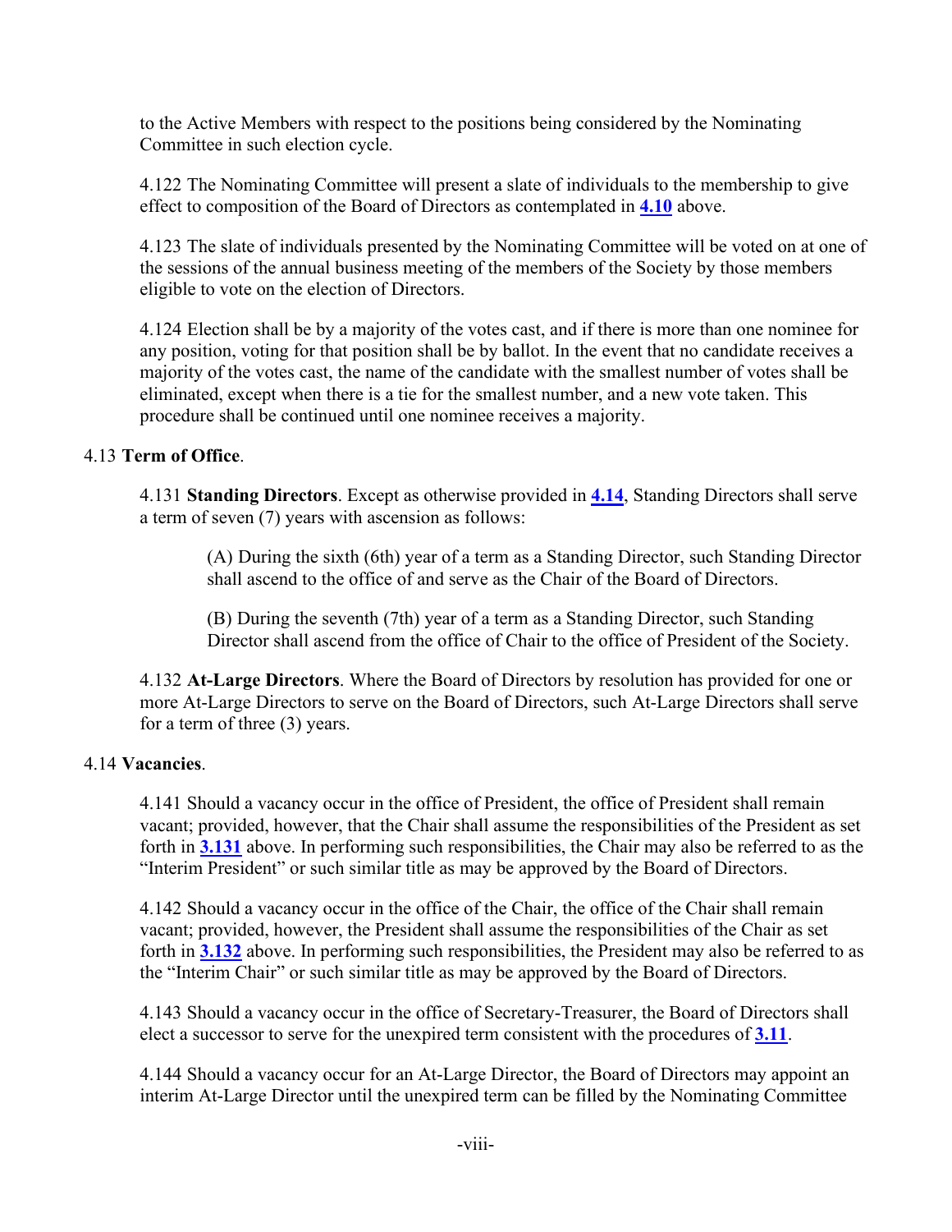to the Active Members with respect to the positions being considered by the Nominating Committee in such election cycle.

4.122 The Nominating Committee will present a slate of individuals to the membership to give effect to composition of the Board of Directors as contemplated in **4.10** above.

4.123 The slate of individuals presented by the Nominating Committee will be voted on at one of the sessions of the annual business meeting of the members of the Society by those members eligible to vote on the election of Directors.

4.124 Election shall be by a majority of the votes cast, and if there is more than one nominee for any position, voting for that position shall be by ballot. In the event that no candidate receives a majority of the votes cast, the name of the candidate with the smallest number of votes shall be eliminated, except when there is a tie for the smallest number, and a new vote taken. This procedure shall be continued until one nominee receives a majority.

4.13 **Term of Office**.

4.131 **Standing Directors**. Except as otherwise provided in **4.14**, Standing Directors shall serve a term of seven (7) years with ascension as follows:

(A) During the sixth (6th) year of a term as a Standing Director, such Standing Director shall ascend to the office of and serve as the Chair of the Board of Directors.

(B) During the seventh (7th) year of a term as a Standing Director, such Standing Director shall ascend from the office of Chair to the office of President of the Society.

4.132 **At-Large Directors**. Where the Board of Directors by resolution has provided for one or more At-Large Directors to serve on the Board of Directors, such At-Large Directors shall serve for a term of three (3) years.

4.14 **Vacancies**.

4.141 Should a vacancy occur in the office of President, the office of President shall remain vacant; provided, however, that the Chair shall assume the responsibilities of the President as set forth in **3.131** above. In performing such responsibilities, the Chair may also be referred to as the "Interim President" or such similar title as may be approved by the Board of Directors.

4.142 Should a vacancy occur in the office of the Chair, the office of the Chair shall remain vacant; provided, however, the President shall assume the responsibilities of the Chair as set forth in **3.132** above. In performing such responsibilities, the President may also be referred to as the "Interim Chair" or such similar title as may be approved by the Board of Directors.

4.143 Should a vacancy occur in the office of Secretary-Treasurer, the Board of Directors shall elect a successor to serve for the unexpired term consistent with the procedures of **3.11**.

4.144 Should a vacancy occur for an At-Large Director, the Board of Directors may appoint an interim At-Large Director until the unexpired term can be filled by the Nominating Committee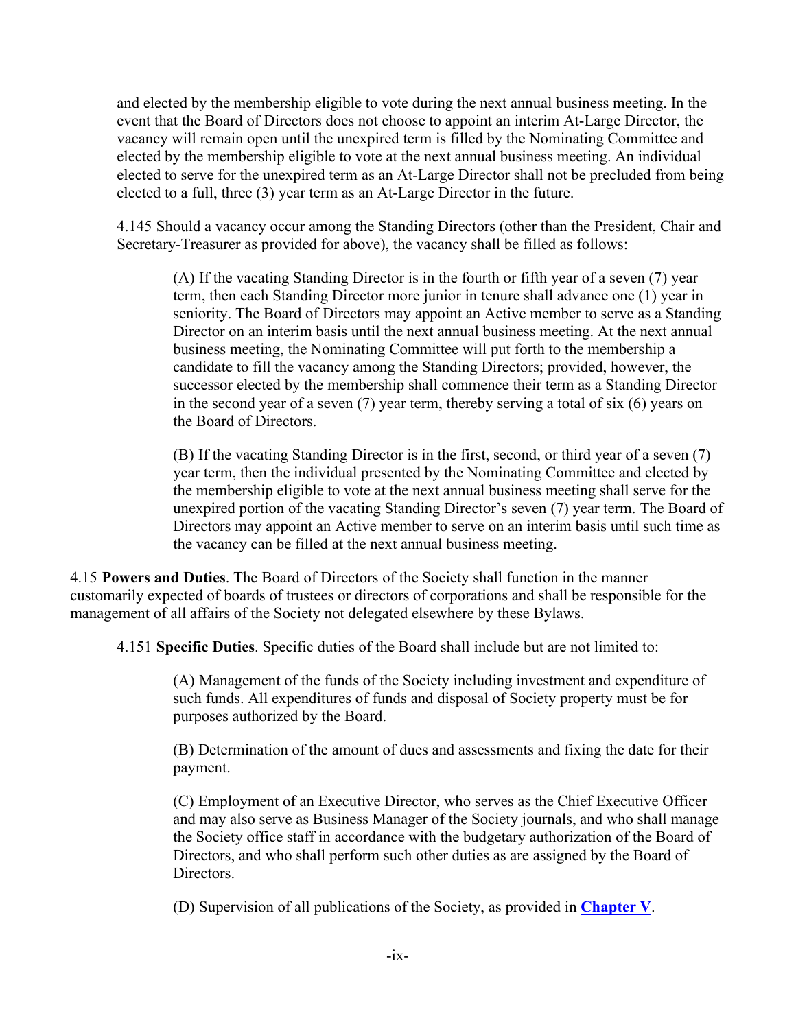and elected by the membership eligible to vote during the next annual business meeting. In the event that the Board of Directors does not choose to appoint an interim At-Large Director, the vacancy will remain open until the unexpired term is filled by the Nominating Committee and elected by the membership eligible to vote at the next annual business meeting. An individual elected to serve for the unexpired term as an At-Large Director shall not be precluded from being elected to a full, three (3) year term as an At-Large Director in the future.

4.145 Should a vacancy occur among the Standing Directors (other than the President, Chair and Secretary-Treasurer as provided for above), the vacancy shall be filled as follows:

(A) If the vacating Standing Director is in the fourth or fifth year of a seven (7) year term, then each Standing Director more junior in tenure shall advance one (1) year in seniority. The Board of Directors may appoint an Active member to serve as a Standing Director on an interim basis until the next annual business meeting. At the next annual business meeting, the Nominating Committee will put forth to the membership a candidate to fill the vacancy among the Standing Directors; provided, however, the successor elected by the membership shall commence their term as a Standing Director in the second year of a seven (7) year term, thereby serving a total of six (6) years on the Board of Directors.

(B) If the vacating Standing Director is in the first, second, or third year of a seven (7) year term, then the individual presented by the Nominating Committee and elected by the membership eligible to vote at the next annual business meeting shall serve for the unexpired portion of the vacating Standing Director's seven (7) year term. The Board of Directors may appoint an Active member to serve on an interim basis until such time as the vacancy can be filled at the next annual business meeting.

4.15 **Powers and Duties**. The Board of Directors of the Society shall function in the manner customarily expected of boards of trustees or directors of corporations and shall be responsible for the management of all affairs of the Society not delegated elsewhere by these Bylaws.

4.151 **Specific Duties**. Specific duties of the Board shall include but are not limited to:

(A) Management of the funds of the Society including investment and expenditure of such funds. All expenditures of funds and disposal of Society property must be for purposes authorized by the Board.

(B) Determination of the amount of dues and assessments and fixing the date for their payment.

(C) Employment of an Executive Director, who serves as the Chief Executive Officer and may also serve as Business Manager of the Society journals, and who shall manage the Society office staff in accordance with the budgetary authorization of the Board of Directors, and who shall perform such other duties as are assigned by the Board of Directors.

(D) Supervision of all publications of the Society, as provided in **Chapter V**.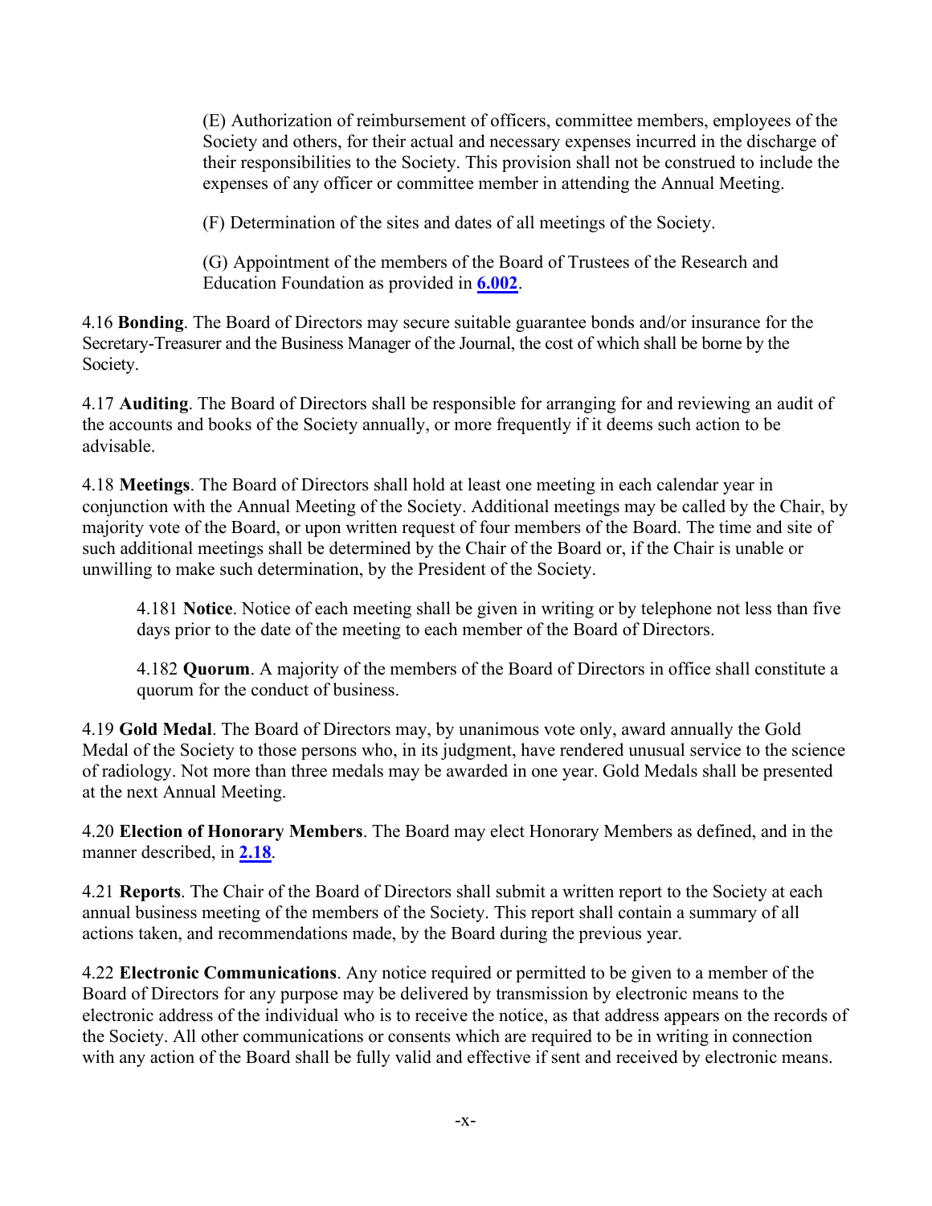(E) Authorization of reimbursement of officers, committee members, employees of the Society and others, for their actual and necessary expenses incurred in the discharge of their responsibilities to the Society. This provision shall not be construed to include the expenses of any officer or committee member in attending the Annual Meeting.

(F) Determination of the sites and dates of all meetings of the Society.

(G) Appointment of the members of the Board of Trustees of the Research and Education Foundation as provided in **6.002**.

4.16 **Bonding**. The Board of Directors may secure suitable guarantee bonds and/or insurance for the Secretary-Treasurer and the Business Manager of the Journal, the cost of which shall be borne by the Society.

4.17 **Auditing**. The Board of Directors shall be responsible for arranging for and reviewing an audit of the accounts and books of the Society annually, or more frequently if it deems such action to be advisable.

4.18 **Meetings**. The Board of Directors shall hold at least one meeting in each calendar year in conjunction with the Annual Meeting of the Society. Additional meetings may be called by the Chair, by majority vote of the Board, or upon written request of four members of the Board. The time and site of such additional meetings shall be determined by the Chair of the Board or, if the Chair is unable or unwilling to make such determination, by the President of the Society.

4.181 **Notice**. Notice of each meeting shall be given in writing or by telephone not less than five days prior to the date of the meeting to each member of the Board of Directors.

4.182 **Quorum**. A majority of the members of the Board of Directors in office shall constitute a quorum for the conduct of business.

4.19 **Gold Medal**. The Board of Directors may, by unanimous vote only, award annually the Gold Medal of the Society to those persons who, in its judgment, have rendered unusual service to the science of radiology. Not more than three medals may be awarded in one year. Gold Medals shall be presented at the next Annual Meeting.

4.20 **Election of Honorary Members**. The Board may elect Honorary Members as defined, and in the manner described, in **2.18**.

4.21 **Reports**. The Chair of the Board of Directors shall submit a written report to the Society at each annual business meeting of the members of the Society. This report shall contain a summary of all actions taken, and recommendations made, by the Board during the previous year.

4.22 **Electronic Communications**. Any notice required or permitted to be given to a member of the Board of Directors for any purpose may be delivered by transmission by electronic means to the electronic address of the individual who is to receive the notice, as that address appears on the records of the Society. All other communications or consents which are required to be in writing in connection with any action of the Board shall be fully valid and effective if sent and received by electronic means.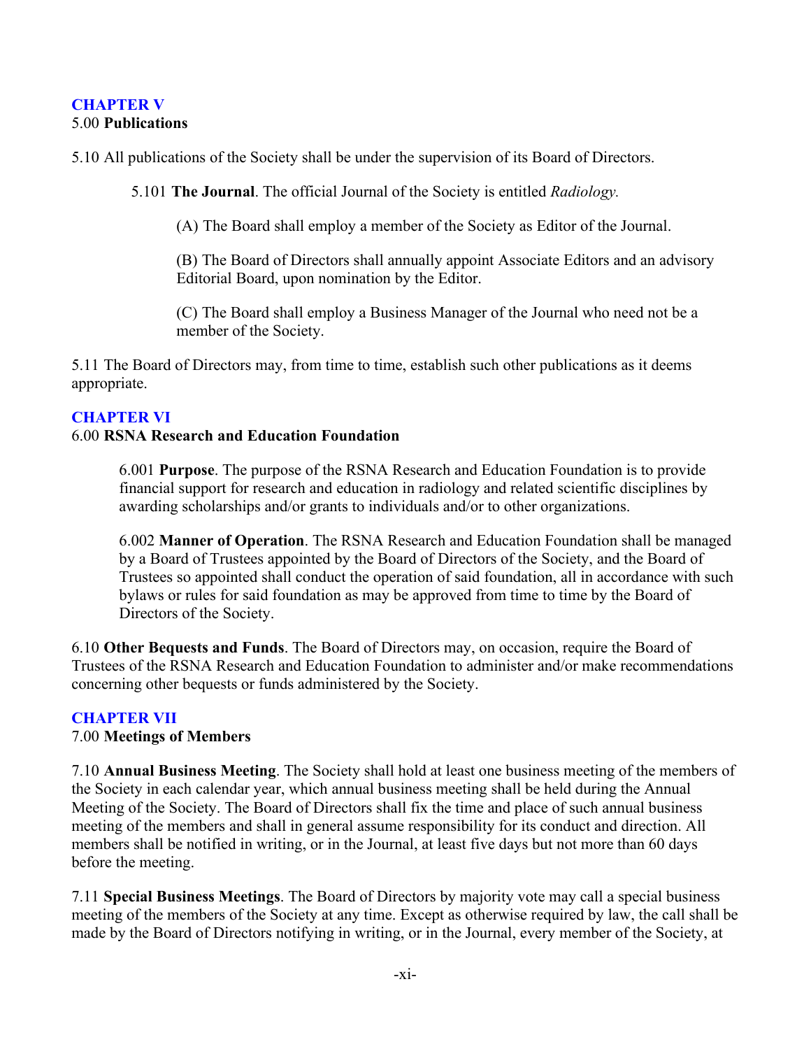## CHAPTER V

5.00 **Publications**

5.10 All publications of the Society shall be under the supervision of its Board of Directors.

> 5.101 **The Journal**. The official Journal of the Society is entitled *Radiology.*
>
> > (A) The Board shall employ a member of the Society as Editor of the Journal.
> >
> > (B) The Board of Directors shall annually appoint Associate Editors and an advisory Editorial Board, upon nomination by the Editor.
> >
> > (C) The Board shall employ a Business Manager of the Journal who need not be a member of the Society.

5.11 The Board of Directors may, from time to time, establish such other publications as it deems appropriate.

## CHAPTER VI

6.00 **RSNA Research and Education Foundation**

> 6.001 **Purpose**. The purpose of the RSNA Research and Education Foundation is to provide financial support for research and education in radiology and related scientific disciplines by awarding scholarships and/or grants to individuals and/or to other organizations.
>
> 6.002 **Manner of Operation**. The RSNA Research and Education Foundation shall be managed by a Board of Trustees appointed by the Board of Directors of the Society, and the Board of Trustees so appointed shall conduct the operation of said foundation, all in accordance with such bylaws or rules for said foundation as may be approved from time to time by the Board of Directors of the Society.

6.10 **Other Bequests and Funds**. The Board of Directors may, on occasion, require the Board of Trustees of the RSNA Research and Education Foundation to administer and/or make recommendations concerning other bequests or funds administered by the Society.

## CHAPTER VII

7.00 **Meetings of Members**

7.10 **Annual Business Meeting**. The Society shall hold at least one business meeting of the members of the Society in each calendar year, which annual business meeting shall be held during the Annual Meeting of the Society. The Board of Directors shall fix the time and place of such annual business meeting of the members and shall in general assume responsibility for its conduct and direction. All members shall be notified in writing, or in the Journal, at least five days but not more than 60 days before the meeting.

7.11 **Special Business Meetings**. The Board of Directors by majority vote may call a special business meeting of the members of the Society at any time. Except as otherwise required by law, the call shall be made by the Board of Directors notifying in writing, or in the Journal, every member of the Society, at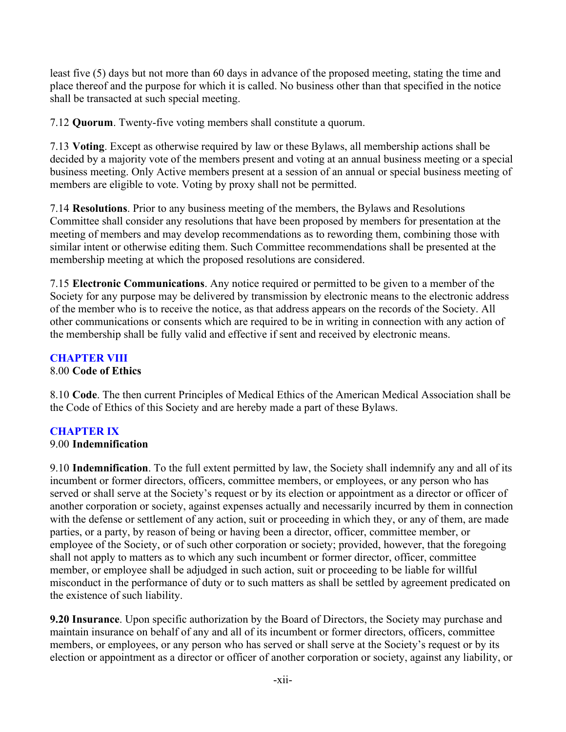least five (5) days but not more than 60 days in advance of the proposed meeting, stating the time and place thereof and the purpose for which it is called. No business other than that specified in the notice shall be transacted at such special meeting.

7.12 **Quorum**. Twenty-five voting members shall constitute a quorum.

7.13 **Voting**. Except as otherwise required by law or these Bylaws, all membership actions shall be decided by a majority vote of the members present and voting at an annual business meeting or a special business meeting. Only Active members present at a session of an annual or special business meeting of members are eligible to vote. Voting by proxy shall not be permitted.

7.14 **Resolutions**. Prior to any business meeting of the members, the Bylaws and Resolutions Committee shall consider any resolutions that have been proposed by members for presentation at the meeting of members and may develop recommendations as to rewording them, combining those with similar intent or otherwise editing them. Such Committee recommendations shall be presented at the membership meeting at which the proposed resolutions are considered.

7.15 **Electronic Communications**. Any notice required or permitted to be given to a member of the Society for any purpose may be delivered by transmission by electronic means to the electronic address of the member who is to receive the notice, as that address appears on the records of the Society. All other communications or consents which are required to be in writing in connection with any action of the membership shall be fully valid and effective if sent and received by electronic means.

## CHAPTER VIII

8.00 **Code of Ethics**

8.10 **Code**. The then current Principles of Medical Ethics of the American Medical Association shall be the Code of Ethics of this Society and are hereby made a part of these Bylaws.

## CHAPTER IX

9.00 **Indemnification**

9.10 **Indemnification**. To the full extent permitted by law, the Society shall indemnify any and all of its incumbent or former directors, officers, committee members, or employees, or any person who has served or shall serve at the Society's request or by its election or appointment as a director or officer of another corporation or society, against expenses actually and necessarily incurred by them in connection with the defense or settlement of any action, suit or proceeding in which they, or any of them, are made parties, or a party, by reason of being or having been a director, officer, committee member, or employee of the Society, or of such other corporation or society; provided, however, that the foregoing shall not apply to matters as to which any such incumbent or former director, officer, committee member, or employee shall be adjudged in such action, suit or proceeding to be liable for willful misconduct in the performance of duty or to such matters as shall be settled by agreement predicated on the existence of such liability.

**9.20 Insurance**. Upon specific authorization by the Board of Directors, the Society may purchase and maintain insurance on behalf of any and all of its incumbent or former directors, officers, committee members, or employees, or any person who has served or shall serve at the Society's request or by its election or appointment as a director or officer of another corporation or society, against any liability, or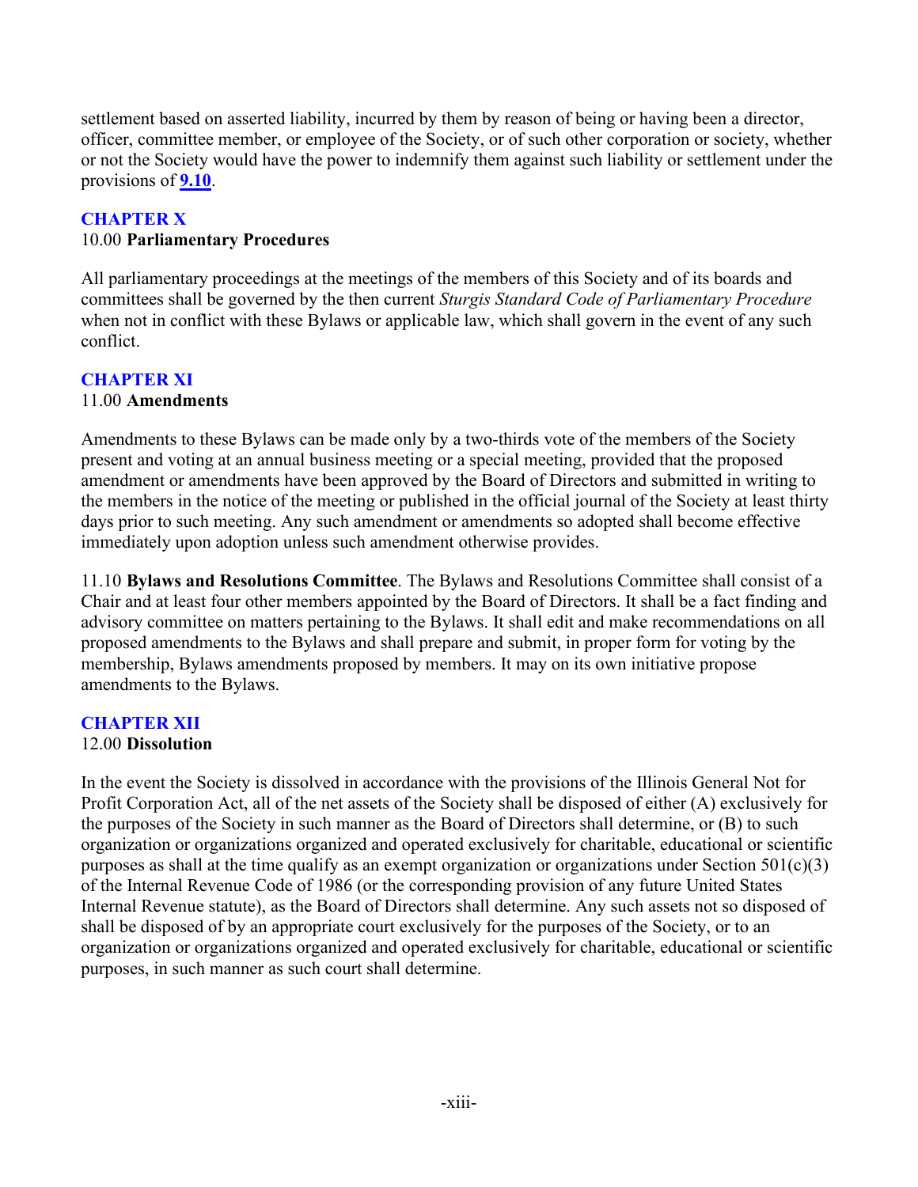settlement based on asserted liability, incurred by them by reason of being or having been a director, officer, committee member, or employee of the Society, or of such other corporation or society, whether or not the Society would have the power to indemnify them against such liability or settlement under the provisions of **9.10**.

## CHAPTER X

10.00 **Parliamentary Procedures**

All parliamentary proceedings at the meetings of the members of this Society and of its boards and committees shall be governed by the then current *Sturgis Standard Code of Parliamentary Procedure* when not in conflict with these Bylaws or applicable law, which shall govern in the event of any such conflict.

## CHAPTER XI

11.00 **Amendments**

Amendments to these Bylaws can be made only by a two-thirds vote of the members of the Society present and voting at an annual business meeting or a special meeting, provided that the proposed amendment or amendments have been approved by the Board of Directors and submitted in writing to the members in the notice of the meeting or published in the official journal of the Society at least thirty days prior to such meeting. Any such amendment or amendments so adopted shall become effective immediately upon adoption unless such amendment otherwise provides.

11.10 **Bylaws and Resolutions Committee**. The Bylaws and Resolutions Committee shall consist of a Chair and at least four other members appointed by the Board of Directors. It shall be a fact finding and advisory committee on matters pertaining to the Bylaws. It shall edit and make recommendations on all proposed amendments to the Bylaws and shall prepare and submit, in proper form for voting by the membership, Bylaws amendments proposed by members. It may on its own initiative propose amendments to the Bylaws.

## CHAPTER XII

12.00 **Dissolution**

In the event the Society is dissolved in accordance with the provisions of the Illinois General Not for Profit Corporation Act, all of the net assets of the Society shall be disposed of either (A) exclusively for the purposes of the Society in such manner as the Board of Directors shall determine, or (B) to such organization or organizations organized and operated exclusively for charitable, educational or scientific purposes as shall at the time qualify as an exempt organization or organizations under Section 501(c)(3) of the Internal Revenue Code of 1986 (or the corresponding provision of any future United States Internal Revenue statute), as the Board of Directors shall determine. Any such assets not so disposed of shall be disposed of by an appropriate court exclusively for the purposes of the Society, or to an organization or organizations organized and operated exclusively for charitable, educational or scientific purposes, in such manner as such court shall determine.